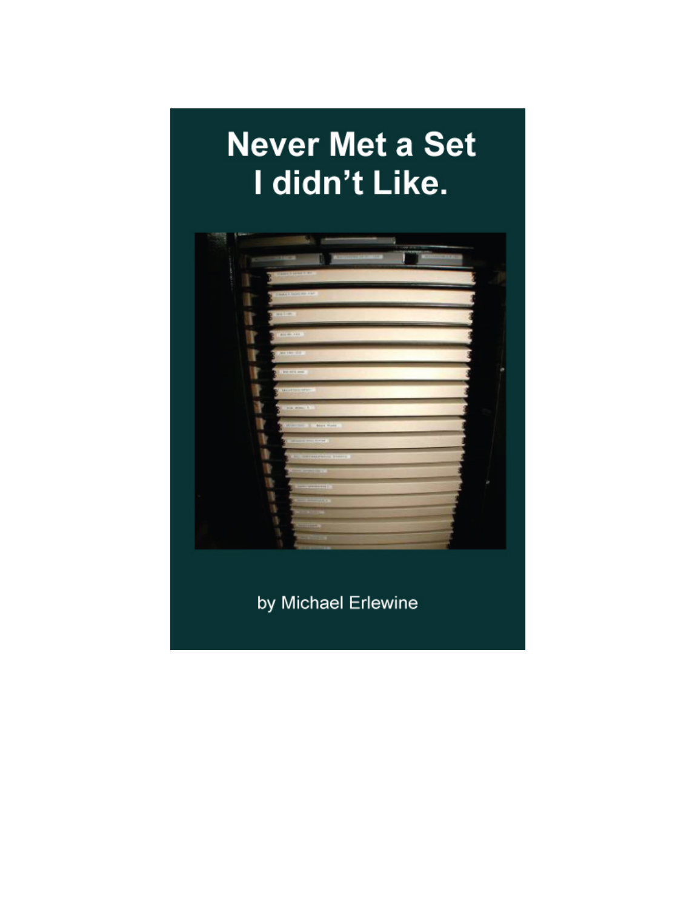# Never Met a Set I didn't Like.

by Michael Erlewine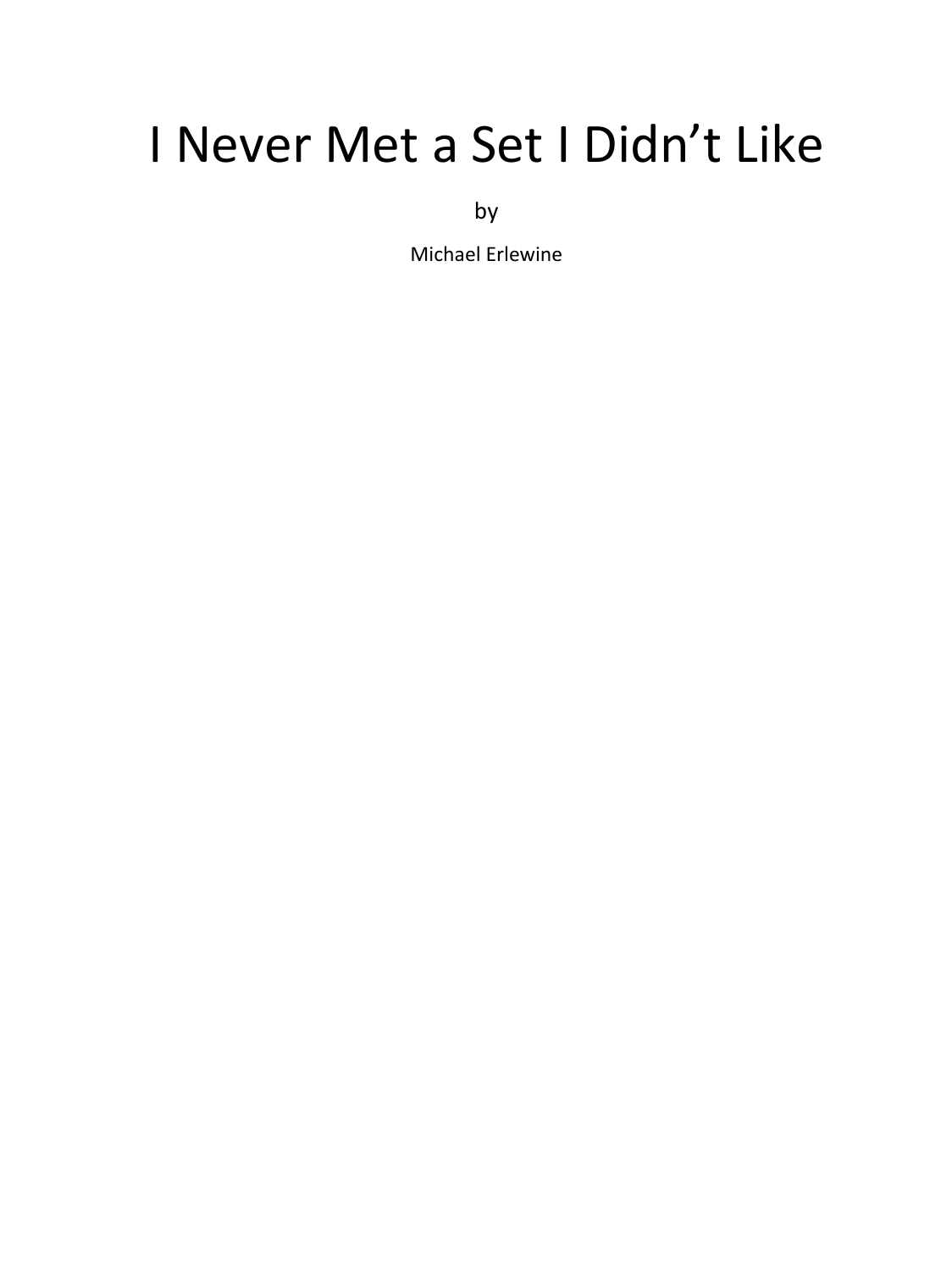# I Never Met a Set I Didn't Like

by

Michael Erlewine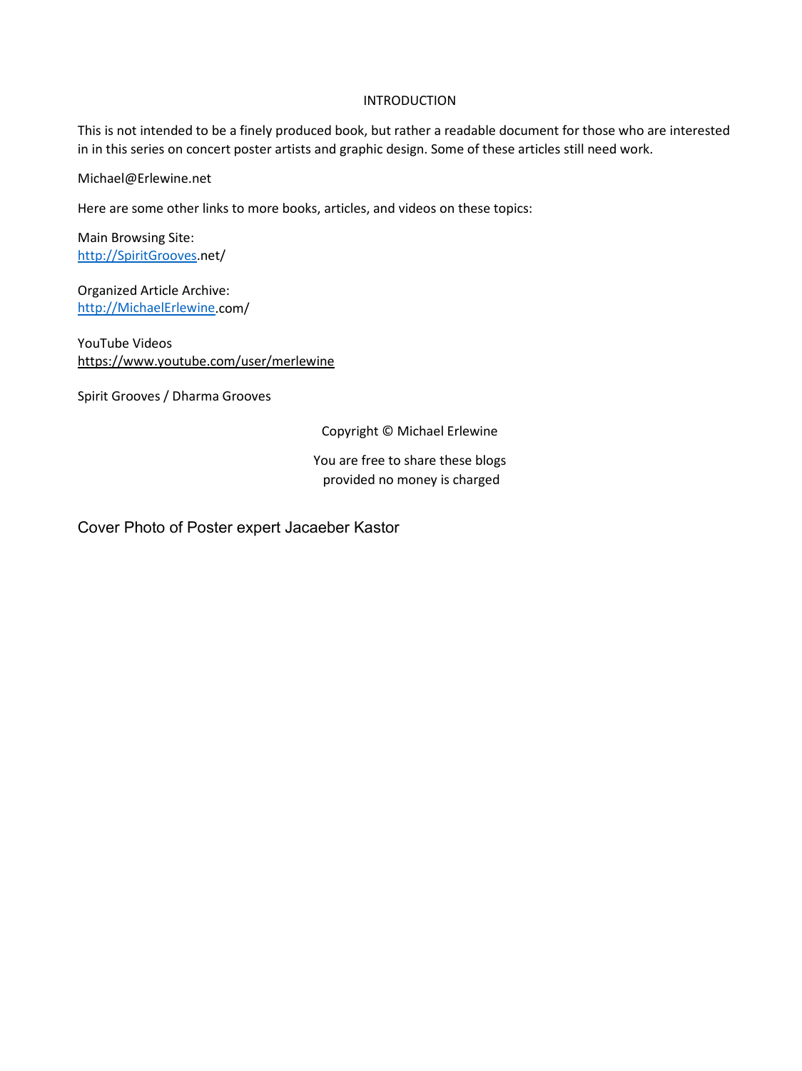# INTRODUCTION

This is not intended to be a finely produced book, but rather a readable document for those who are interested in in this series on concert poster artists and graphic design. Some of these articles still need work.

Michael@Erlewine.net

Here are some other links to more books, articles, and videos on these topics:

Main Browsing Site:
http://SpiritGrooves.net/

Organized Article Archive:
http://MichaelErlewine.com/

YouTube Videos
https://www.youtube.com/user/merlewine

Spirit Grooves / Dharma Grooves

Copyright © Michael Erlewine

You are free to share these blogs
provided no money is charged

Cover Photo of Poster expert Jacaeber Kastor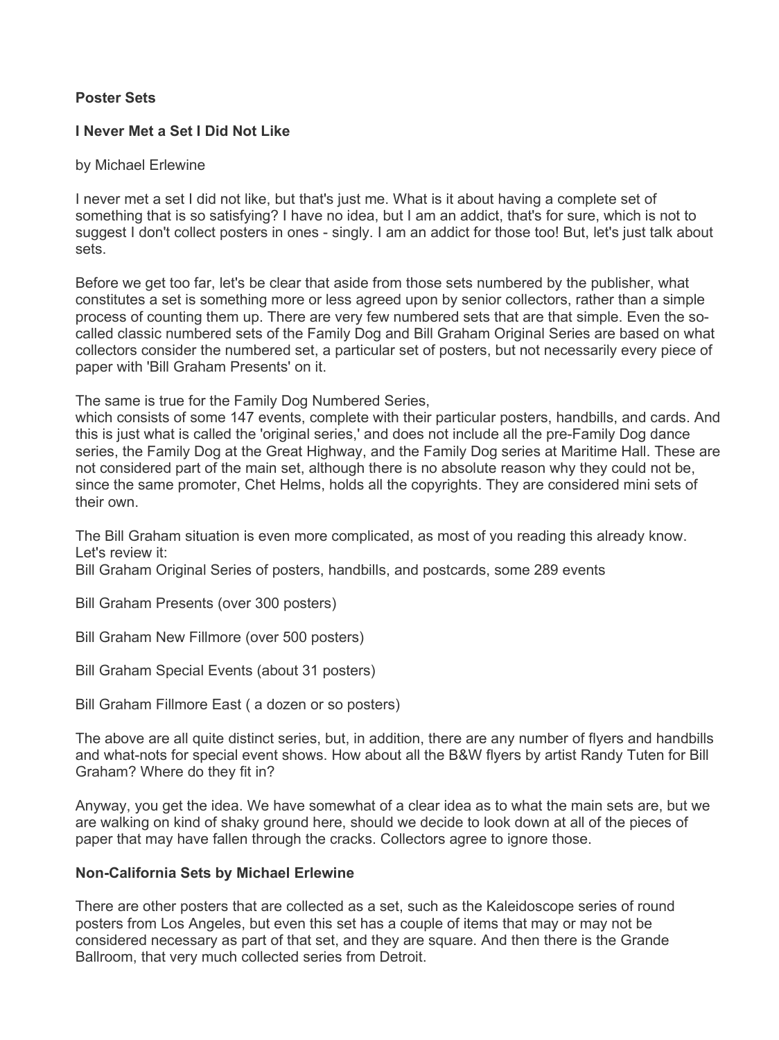**Poster Sets**

**I Never Met a Set I Did Not Like**

by Michael Erlewine

I never met a set I did not like, but that's just me. What is it about having a complete set of something that is so satisfying? I have no idea, but I am an addict, that's for sure, which is not to suggest I don't collect posters in ones - singly. I am an addict for those too! But, let's just talk about sets.

Before we get too far, let's be clear that aside from those sets numbered by the publisher, what constitutes a set is something more or less agreed upon by senior collectors, rather than a simple process of counting them up. There are very few numbered sets that are that simple. Even the so-called classic numbered sets of the Family Dog and Bill Graham Original Series are based on what collectors consider the numbered set, a particular set of posters, but not necessarily every piece of paper with 'Bill Graham Presents' on it.

The same is true for the Family Dog Numbered Series,
which consists of some 147 events, complete with their particular posters, handbills, and cards. And this is just what is called the 'original series,' and does not include all the pre-Family Dog dance series, the Family Dog at the Great Highway, and the Family Dog series at Maritime Hall. These are not considered part of the main set, although there is no absolute reason why they could not be, since the same promoter, Chet Helms, holds all the copyrights. They are considered mini sets of their own.

The Bill Graham situation is even more complicated, as most of you reading this already know. Let's review it:
Bill Graham Original Series of posters, handbills, and postcards, some 289 events

Bill Graham Presents (over 300 posters)

Bill Graham New Fillmore (over 500 posters)

Bill Graham Special Events (about 31 posters)

Bill Graham Fillmore East ( a dozen or so posters)

The above are all quite distinct series, but, in addition, there are any number of flyers and handbills and what-nots for special event shows. How about all the B&W flyers by artist Randy Tuten for Bill Graham? Where do they fit in?

Anyway, you get the idea. We have somewhat of a clear idea as to what the main sets are, but we are walking on kind of shaky ground here, should we decide to look down at all of the pieces of paper that may have fallen through the cracks. Collectors agree to ignore those.

**Non-California Sets by Michael Erlewine**

There are other posters that are collected as a set, such as the Kaleidoscope series of round posters from Los Angeles, but even this set has a couple of items that may or may not be considered necessary as part of that set, and they are square. And then there is the Grande Ballroom, that very much collected series from Detroit.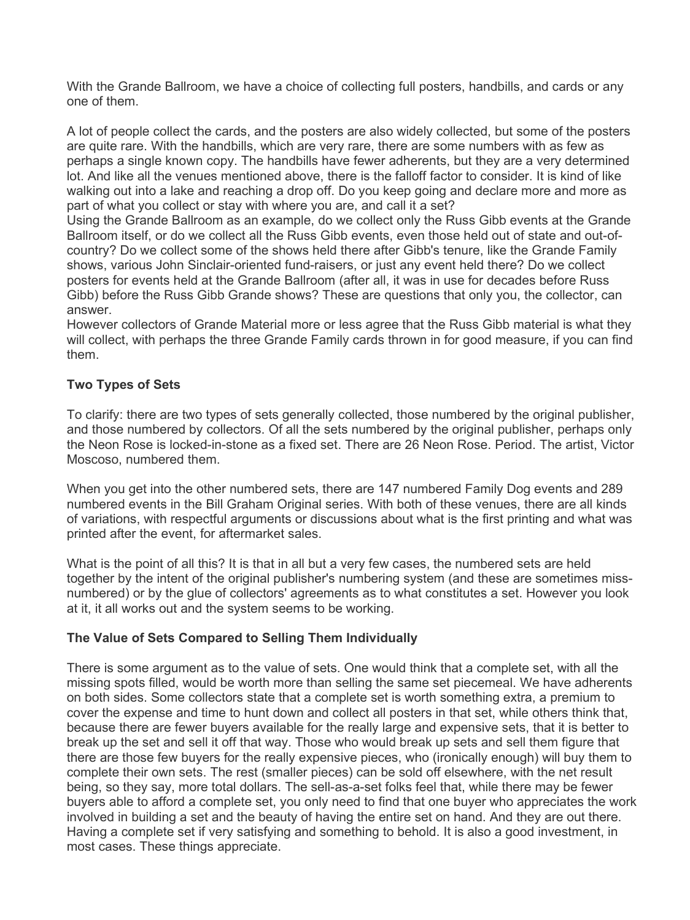With the Grande Ballroom, we have a choice of collecting full posters, handbills, and cards or any one of them.

A lot of people collect the cards, and the posters are also widely collected, but some of the posters are quite rare. With the handbills, which are very rare, there are some numbers with as few as perhaps a single known copy. The handbills have fewer adherents, but they are a very determined lot. And like all the venues mentioned above, there is the falloff factor to consider. It is kind of like walking out into a lake and reaching a drop off. Do you keep going and declare more and more as part of what you collect or stay with where you are, and call it a set?

Using the Grande Ballroom as an example, do we collect only the Russ Gibb events at the Grande Ballroom itself, or do we collect all the Russ Gibb events, even those held out of state and out-of-country? Do we collect some of the shows held there after Gibb's tenure, like the Grande Family shows, various John Sinclair-oriented fund-raisers, or just any event held there? Do we collect posters for events held at the Grande Ballroom (after all, it was in use for decades before Russ Gibb) before the Russ Gibb Grande shows? These are questions that only you, the collector, can answer.

However collectors of Grande Material more or less agree that the Russ Gibb material is what they will collect, with perhaps the three Grande Family cards thrown in for good measure, if you can find them.

**Two Types of Sets**

To clarify: there are two types of sets generally collected, those numbered by the original publisher, and those numbered by collectors. Of all the sets numbered by the original publisher, perhaps only the Neon Rose is locked-in-stone as a fixed set. There are 26 Neon Rose. Period. The artist, Victor Moscoso, numbered them.

When you get into the other numbered sets, there are 147 numbered Family Dog events and 289 numbered events in the Bill Graham Original series. With both of these venues, there are all kinds of variations, with respectful arguments or discussions about what is the first printing and what was printed after the event, for aftermarket sales.

What is the point of all this? It is that in all but a very few cases, the numbered sets are held together by the intent of the original publisher's numbering system (and these are sometimes miss-numbered) or by the glue of collectors' agreements as to what constitutes a set. However you look at it, it all works out and the system seems to be working.

**The Value of Sets Compared to Selling Them Individually**

There is some argument as to the value of sets. One would think that a complete set, with all the missing spots filled, would be worth more than selling the same set piecemeal. We have adherents on both sides. Some collectors state that a complete set is worth something extra, a premium to cover the expense and time to hunt down and collect all posters in that set, while others think that, because there are fewer buyers available for the really large and expensive sets, that it is better to break up the set and sell it off that way. Those who would break up sets and sell them figure that there are those few buyers for the really expensive pieces, who (ironically enough) will buy them to complete their own sets. The rest (smaller pieces) can be sold off elsewhere, with the net result being, so they say, more total dollars. The sell-as-a-set folks feel that, while there may be fewer buyers able to afford a complete set, you only need to find that one buyer who appreciates the work involved in building a set and the beauty of having the entire set on hand. And they are out there. Having a complete set if very satisfying and something to behold. It is also a good investment, in most cases. These things appreciate.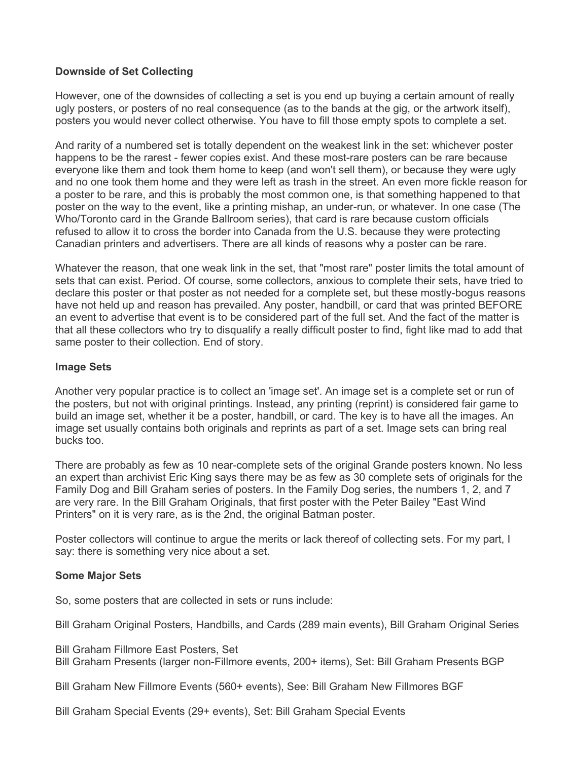### Downside of Set Collecting

However, one of the downsides of collecting a set is you end up buying a certain amount of really ugly posters, or posters of no real consequence (as to the bands at the gig, or the artwork itself), posters you would never collect otherwise. You have to fill those empty spots to complete a set.

And rarity of a numbered set is totally dependent on the weakest link in the set: whichever poster happens to be the rarest - fewer copies exist. And these most-rare posters can be rare because everyone like them and took them home to keep (and won't sell them), or because they were ugly and no one took them home and they were left as trash in the street. An even more fickle reason for a poster to be rare, and this is probably the most common one, is that something happened to that poster on the way to the event, like a printing mishap, an under-run, or whatever. In one case (The Who/Toronto card in the Grande Ballroom series), that card is rare because custom officials refused to allow it to cross the border into Canada from the U.S. because they were protecting Canadian printers and advertisers. There are all kinds of reasons why a poster can be rare.

Whatever the reason, that one weak link in the set, that "most rare" poster limits the total amount of sets that can exist. Period. Of course, some collectors, anxious to complete their sets, have tried to declare this poster or that poster as not needed for a complete set, but these mostly-bogus reasons have not held up and reason has prevailed. Any poster, handbill, or card that was printed BEFORE an event to advertise that event is to be considered part of the full set. And the fact of the matter is that all these collectors who try to disqualify a really difficult poster to find, fight like mad to add that same poster to their collection. End of story.

### Image Sets

Another very popular practice is to collect an 'image set'. An image set is a complete set or run of the posters, but not with original printings. Instead, any printing (reprint) is considered fair game to build an image set, whether it be a poster, handbill, or card. The key is to have all the images. An image set usually contains both originals and reprints as part of a set. Image sets can bring real bucks too.

There are probably as few as 10 near-complete sets of the original Grande posters known. No less an expert than archivist Eric King says there may be as few as 30 complete sets of originals for the Family Dog and Bill Graham series of posters. In the Family Dog series, the numbers 1, 2, and 7 are very rare. In the Bill Graham Originals, that first poster with the Peter Bailey "East Wind Printers" on it is very rare, as is the 2nd, the original Batman poster.

Poster collectors will continue to argue the merits or lack thereof of collecting sets. For my part, I say: there is something very nice about a set.

### Some Major Sets

So, some posters that are collected in sets or runs include:

Bill Graham Original Posters, Handbills, and Cards (289 main events), Bill Graham Original Series

Bill Graham Fillmore East Posters, Set
Bill Graham Presents (larger non-Fillmore events, 200+ items), Set: Bill Graham Presents BGP

Bill Graham New Fillmore Events (560+ events), See: Bill Graham New Fillmores BGF

Bill Graham Special Events (29+ events), Set: Bill Graham Special Events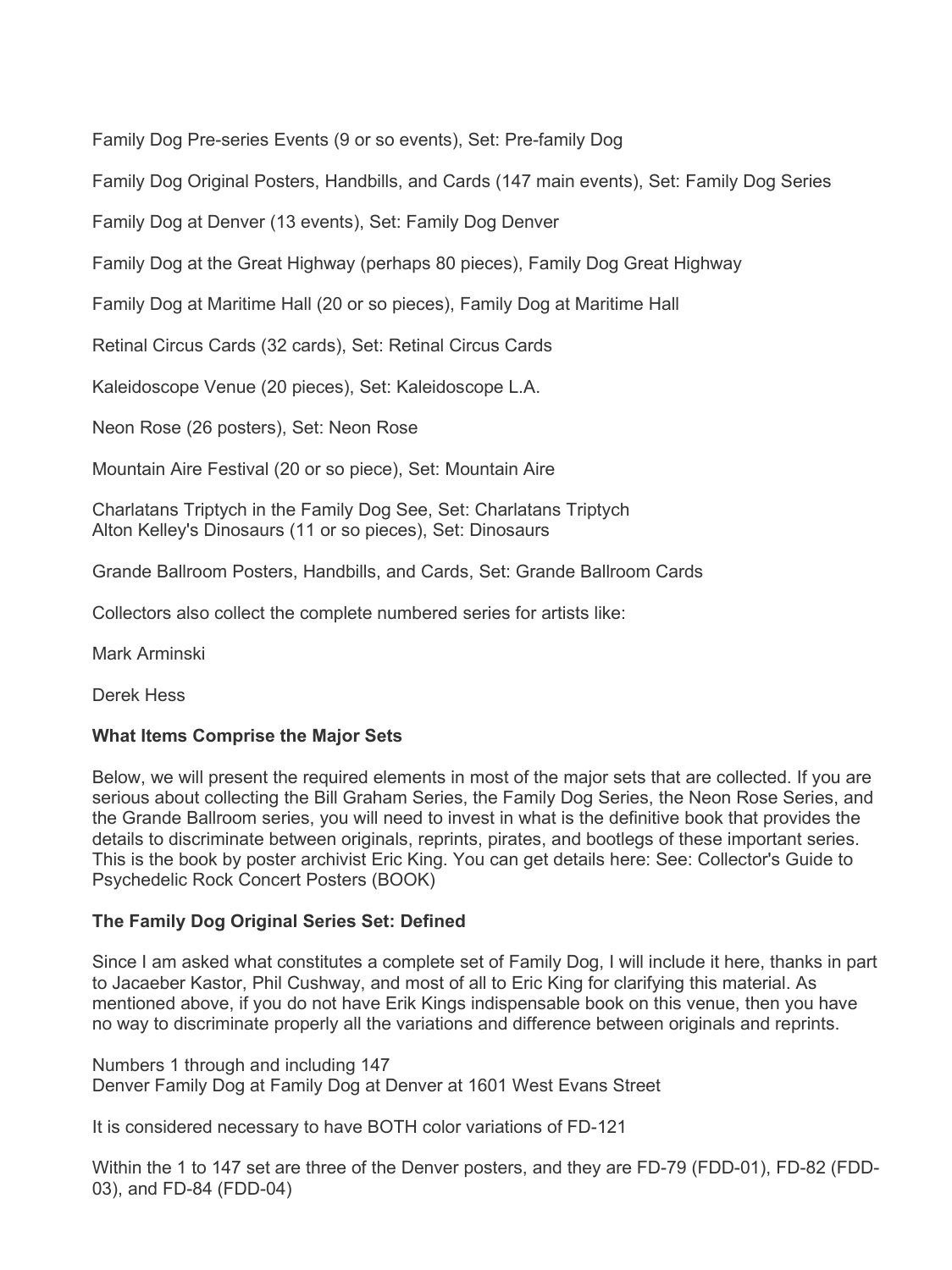Family Dog Pre-series Events (9 or so events), Set: Pre-family Dog

Family Dog Original Posters, Handbills, and Cards (147 main events), Set: Family Dog Series

Family Dog at Denver (13 events), Set: Family Dog Denver

Family Dog at the Great Highway (perhaps 80 pieces), Family Dog Great Highway

Family Dog at Maritime Hall (20 or so pieces), Family Dog at Maritime Hall

Retinal Circus Cards (32 cards), Set: Retinal Circus Cards

Kaleidoscope Venue (20 pieces), Set: Kaleidoscope L.A.

Neon Rose (26 posters), Set: Neon Rose

Mountain Aire Festival (20 or so piece), Set: Mountain Aire

Charlatans Triptych in the Family Dog See, Set: Charlatans Triptych
Alton Kelley's Dinosaurs (11 or so pieces), Set: Dinosaurs

Grande Ballroom Posters, Handbills, and Cards, Set: Grande Ballroom Cards

Collectors also collect the complete numbered series for artists like:

Mark Arminski

Derek Hess

**What Items Comprise the Major Sets**

Below, we will present the required elements in most of the major sets that are collected. If you are serious about collecting the Bill Graham Series, the Family Dog Series, the Neon Rose Series, and the Grande Ballroom series, you will need to invest in what is the definitive book that provides the details to discriminate between originals, reprints, pirates, and bootlegs of these important series. This is the book by poster archivist Eric King. You can get details here: See: Collector's Guide to Psychedelic Rock Concert Posters (BOOK)

**The Family Dog Original Series Set: Defined**

Since I am asked what constitutes a complete set of Family Dog, I will include it here, thanks in part to Jacaeber Kastor, Phil Cushway, and most of all to Eric King for clarifying this material. As mentioned above, if you do not have Erik Kings indispensable book on this venue, then you have no way to discriminate properly all the variations and difference between originals and reprints.

Numbers 1 through and including 147
Denver Family Dog at Family Dog at Denver at 1601 West Evans Street

It is considered necessary to have BOTH color variations of FD-121

Within the 1 to 147 set are three of the Denver posters, and they are FD-79 (FDD-01), FD-82 (FDD-03), and FD-84 (FDD-04)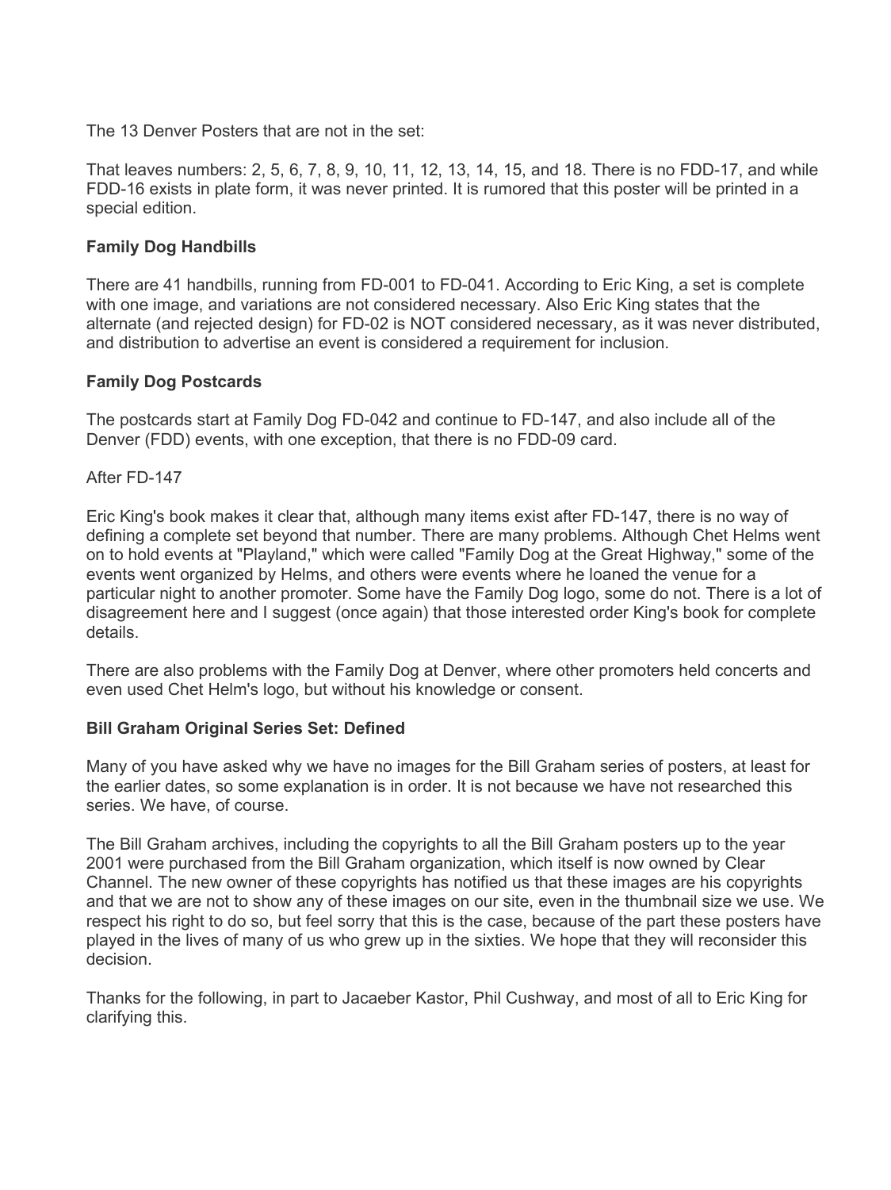The 13 Denver Posters that are not in the set:

That leaves numbers: 2, 5, 6, 7, 8, 9, 10, 11, 12, 13, 14, 15, and 18. There is no FDD-17, and while FDD-16 exists in plate form, it was never printed. It is rumored that this poster will be printed in a special edition.

**Family Dog Handbills**

There are 41 handbills, running from FD-001 to FD-041. According to Eric King, a set is complete with one image, and variations are not considered necessary. Also Eric King states that the alternate (and rejected design) for FD-02 is NOT considered necessary, as it was never distributed, and distribution to advertise an event is considered a requirement for inclusion.

**Family Dog Postcards**

The postcards start at Family Dog FD-042 and continue to FD-147, and also include all of the Denver (FDD) events, with one exception, that there is no FDD-09 card.

After FD-147

Eric King's book makes it clear that, although many items exist after FD-147, there is no way of defining a complete set beyond that number. There are many problems. Although Chet Helms went on to hold events at "Playland," which were called "Family Dog at the Great Highway," some of the events went organized by Helms, and others were events where he loaned the venue for a particular night to another promoter. Some have the Family Dog logo, some do not. There is a lot of disagreement here and I suggest (once again) that those interested order King's book for complete details.

There are also problems with the Family Dog at Denver, where other promoters held concerts and even used Chet Helm's logo, but without his knowledge or consent.

**Bill Graham Original Series Set: Defined**

Many of you have asked why we have no images for the Bill Graham series of posters, at least for the earlier dates, so some explanation is in order. It is not because we have not researched this series. We have, of course.

The Bill Graham archives, including the copyrights to all the Bill Graham posters up to the year 2001 were purchased from the Bill Graham organization, which itself is now owned by Clear Channel. The new owner of these copyrights has notified us that these images are his copyrights and that we are not to show any of these images on our site, even in the thumbnail size we use. We respect his right to do so, but feel sorry that this is the case, because of the part these posters have played in the lives of many of us who grew up in the sixties. We hope that they will reconsider this decision.

Thanks for the following, in part to Jacaeber Kastor, Phil Cushway, and most of all to Eric King for clarifying this.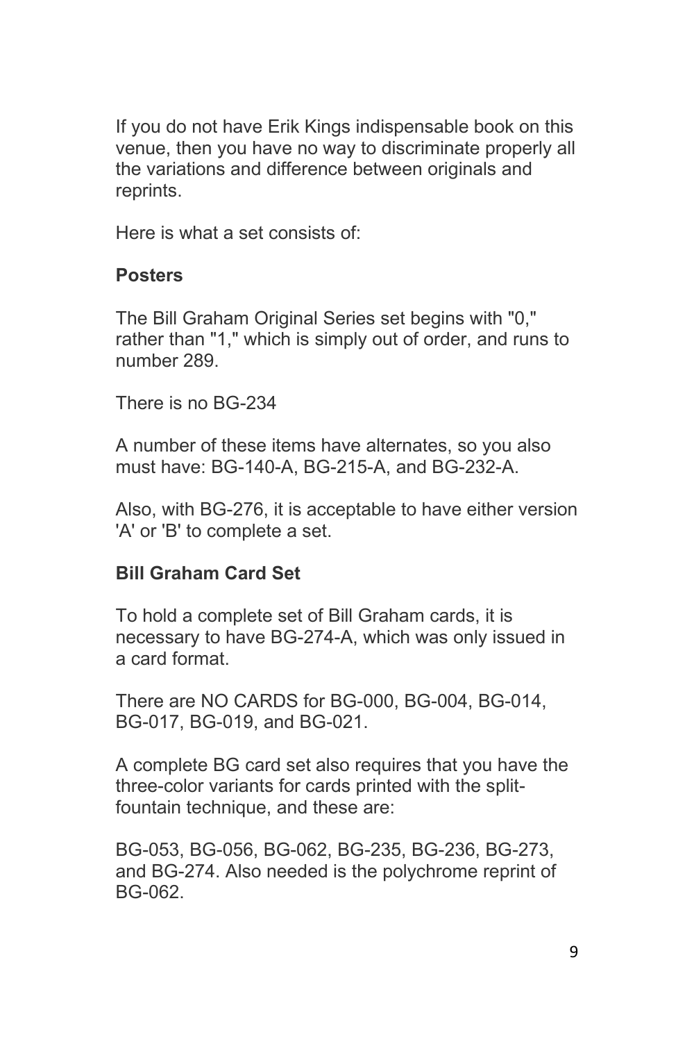If you do not have Erik Kings indispensable book on this venue, then you have no way to discriminate properly all the variations and difference between originals and reprints.

Here is what a set consists of:

**Posters**

The Bill Graham Original Series set begins with "0," rather than "1," which is simply out of order, and runs to number 289.

There is no BG-234

A number of these items have alternates, so you also must have: BG-140-A, BG-215-A, and BG-232-A.

Also, with BG-276, it is acceptable to have either version 'A' or 'B' to complete a set.

**Bill Graham Card Set**

To hold a complete set of Bill Graham cards, it is necessary to have BG-274-A, which was only issued in a card format.

There are NO CARDS for BG-000, BG-004, BG-014, BG-017, BG-019, and BG-021.

A complete BG card set also requires that you have the three-color variants for cards printed with the split-fountain technique, and these are:

BG-053, BG-056, BG-062, BG-235, BG-236, BG-273, and BG-274. Also needed is the polychrome reprint of BG-062.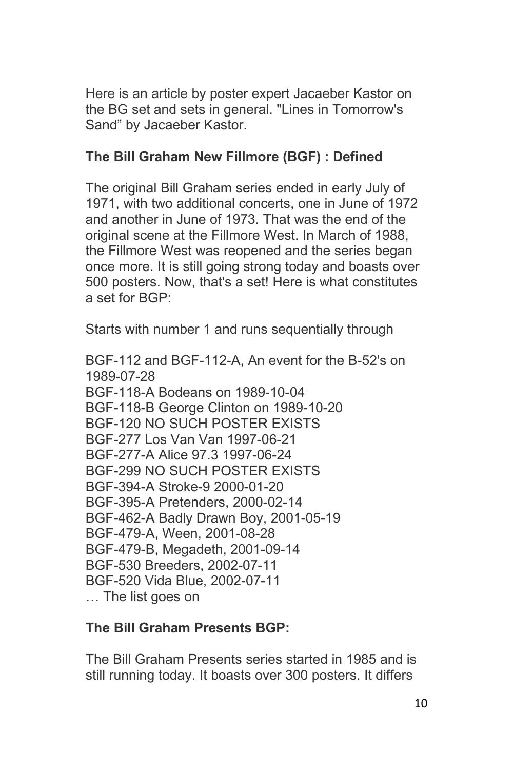Here is an article by poster expert Jacaeber Kastor on the BG set and sets in general. "Lines in Tomorrow's Sand" by Jacaeber Kastor.

**The Bill Graham New Fillmore (BGF) : Defined**

The original Bill Graham series ended in early July of 1971, with two additional concerts, one in June of 1972 and another in June of 1973. That was the end of the original scene at the Fillmore West. In March of 1988, the Fillmore West was reopened and the series began once more. It is still going strong today and boasts over 500 posters. Now, that's a set! Here is what constitutes a set for BGP:

Starts with number 1 and runs sequentially through

BGF-112 and BGF-112-A, An event for the B-52's on 1989-07-28
BGF-118-A Bodeans on 1989-10-04
BGF-118-B George Clinton on 1989-10-20
BGF-120 NO SUCH POSTER EXISTS
BGF-277 Los Van Van 1997-06-21
BGF-277-A Alice 97.3 1997-06-24
BGF-299 NO SUCH POSTER EXISTS
BGF-394-A Stroke-9 2000-01-20
BGF-395-A Pretenders, 2000-02-14
BGF-462-A Badly Drawn Boy, 2001-05-19
BGF-479-A, Ween, 2001-08-28
BGF-479-B, Megadeth, 2001-09-14
BGF-530 Breeders, 2002-07-11
BGF-520 Vida Blue, 2002-07-11
… The list goes on

**The Bill Graham Presents BGP:**

The Bill Graham Presents series started in 1985 and is still running today. It boasts over 300 posters. It differs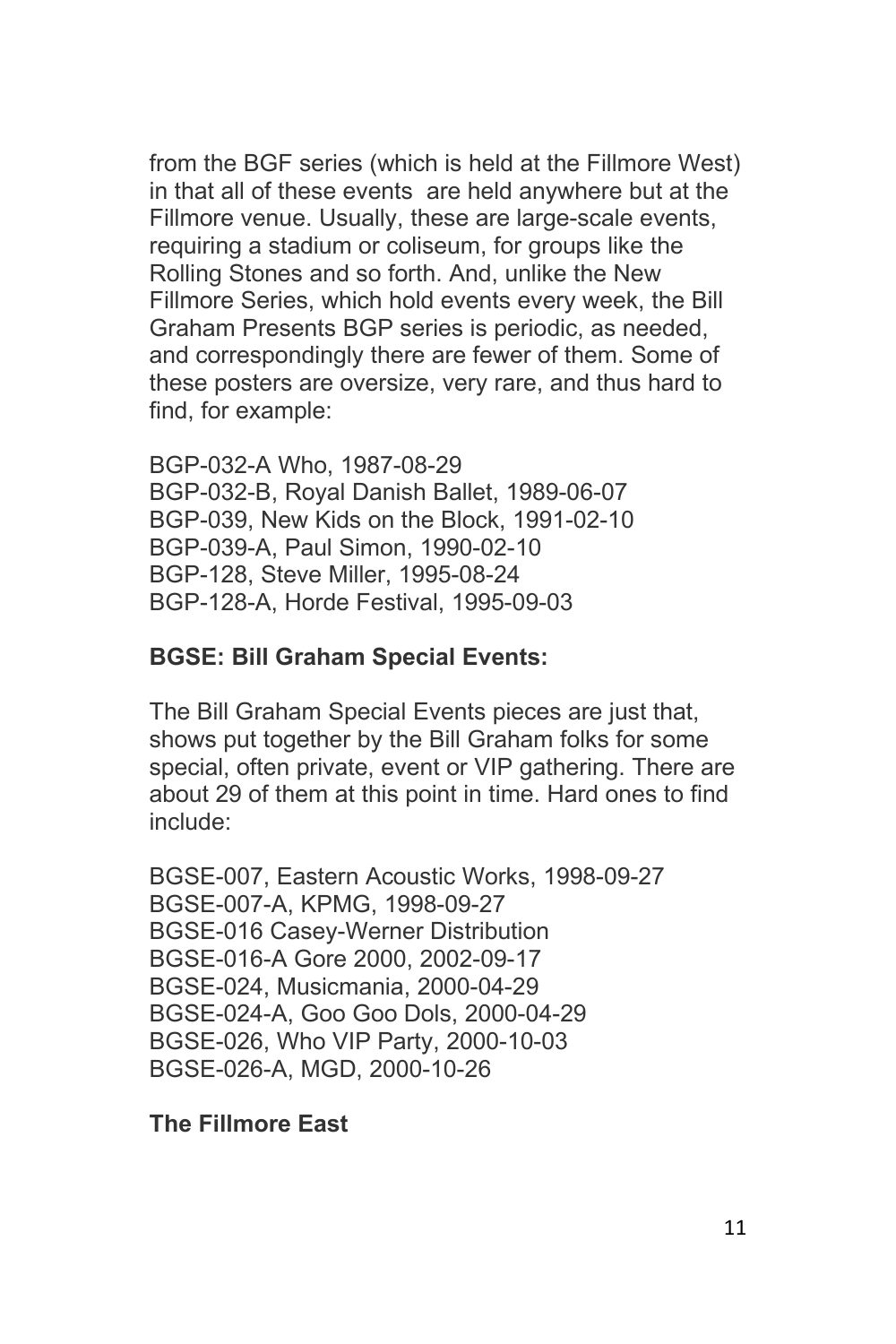from the BGF series (which is held at the Fillmore West) in that all of these events are held anywhere but at the Fillmore venue. Usually, these are large-scale events, requiring a stadium or coliseum, for groups like the Rolling Stones and so forth. And, unlike the New Fillmore Series, which hold events every week, the Bill Graham Presents BGP series is periodic, as needed, and correspondingly there are fewer of them. Some of these posters are oversize, very rare, and thus hard to find, for example:

BGP-032-A Who, 1987-08-29
BGP-032-B, Royal Danish Ballet, 1989-06-07
BGP-039, New Kids on the Block, 1991-02-10
BGP-039-A, Paul Simon, 1990-02-10
BGP-128, Steve Miller, 1995-08-24
BGP-128-A, Horde Festival, 1995-09-03

**BGSE: Bill Graham Special Events:**

The Bill Graham Special Events pieces are just that, shows put together by the Bill Graham folks for some special, often private, event or VIP gathering. There are about 29 of them at this point in time. Hard ones to find include:

BGSE-007, Eastern Acoustic Works, 1998-09-27
BGSE-007-A, KPMG, 1998-09-27
BGSE-016 Casey-Werner Distribution
BGSE-016-A Gore 2000, 2002-09-17
BGSE-024, Musicmania, 2000-04-29
BGSE-024-A, Goo Goo Dols, 2000-04-29
BGSE-026, Who VIP Party, 2000-10-03
BGSE-026-A, MGD, 2000-10-26

**The Fillmore East**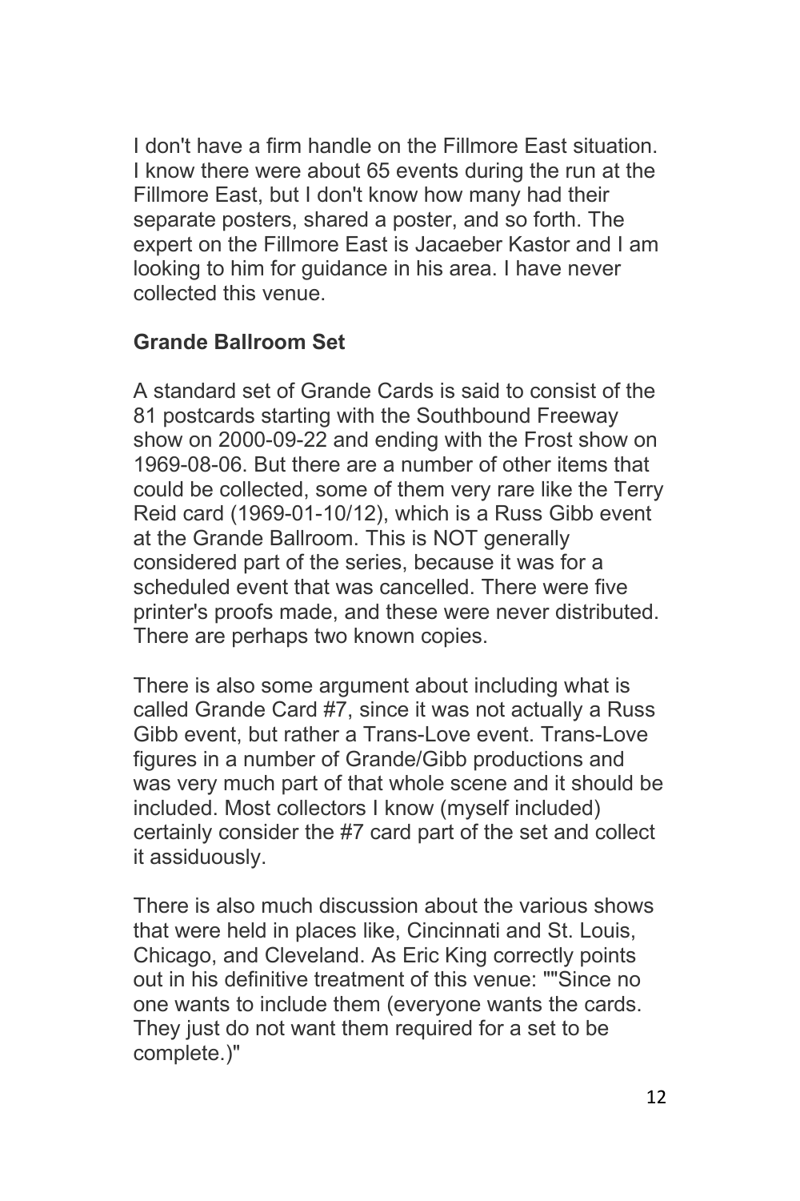I don't have a firm handle on the Fillmore East situation. I know there were about 65 events during the run at the Fillmore East, but I don't know how many had their separate posters, shared a poster, and so forth. The expert on the Fillmore East is Jacaeber Kastor and I am looking to him for guidance in his area. I have never collected this venue.

**Grande Ballroom Set**

A standard set of Grande Cards is said to consist of the 81 postcards starting with the Southbound Freeway show on 2000-09-22 and ending with the Frost show on 1969-08-06. But there are a number of other items that could be collected, some of them very rare like the Terry Reid card (1969-01-10/12), which is a Russ Gibb event at the Grande Ballroom. This is NOT generally considered part of the series, because it was for a scheduled event that was cancelled. There were five printer's proofs made, and these were never distributed. There are perhaps two known copies.

There is also some argument about including what is called Grande Card #7, since it was not actually a Russ Gibb event, but rather a Trans-Love event. Trans-Love figures in a number of Grande/Gibb productions and was very much part of that whole scene and it should be included. Most collectors I know (myself included) certainly consider the #7 card part of the set and collect it assiduously.

There is also much discussion about the various shows that were held in places like, Cincinnati and St. Louis, Chicago, and Cleveland. As Eric King correctly points out in his definitive treatment of this venue: ""Since no one wants to include them (everyone wants the cards. They just do not want them required for a set to be complete.)"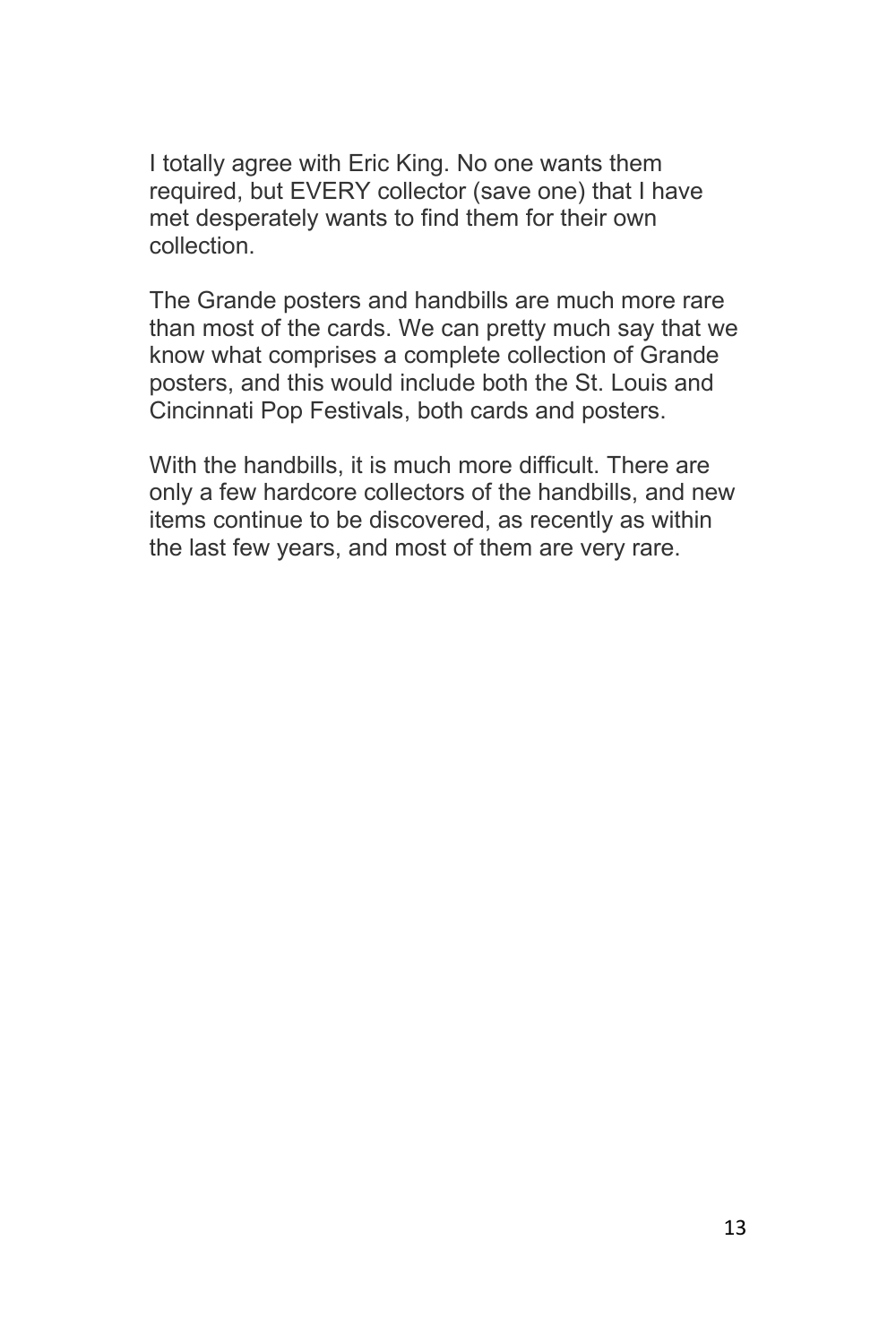I totally agree with Eric King. No one wants them required, but EVERY collector (save one) that I have met desperately wants to find them for their own collection.

The Grande posters and handbills are much more rare than most of the cards. We can pretty much say that we know what comprises a complete collection of Grande posters, and this would include both the St. Louis and Cincinnati Pop Festivals, both cards and posters.

With the handbills, it is much more difficult. There are only a few hardcore collectors of the handbills, and new items continue to be discovered, as recently as within the last few years, and most of them are very rare.